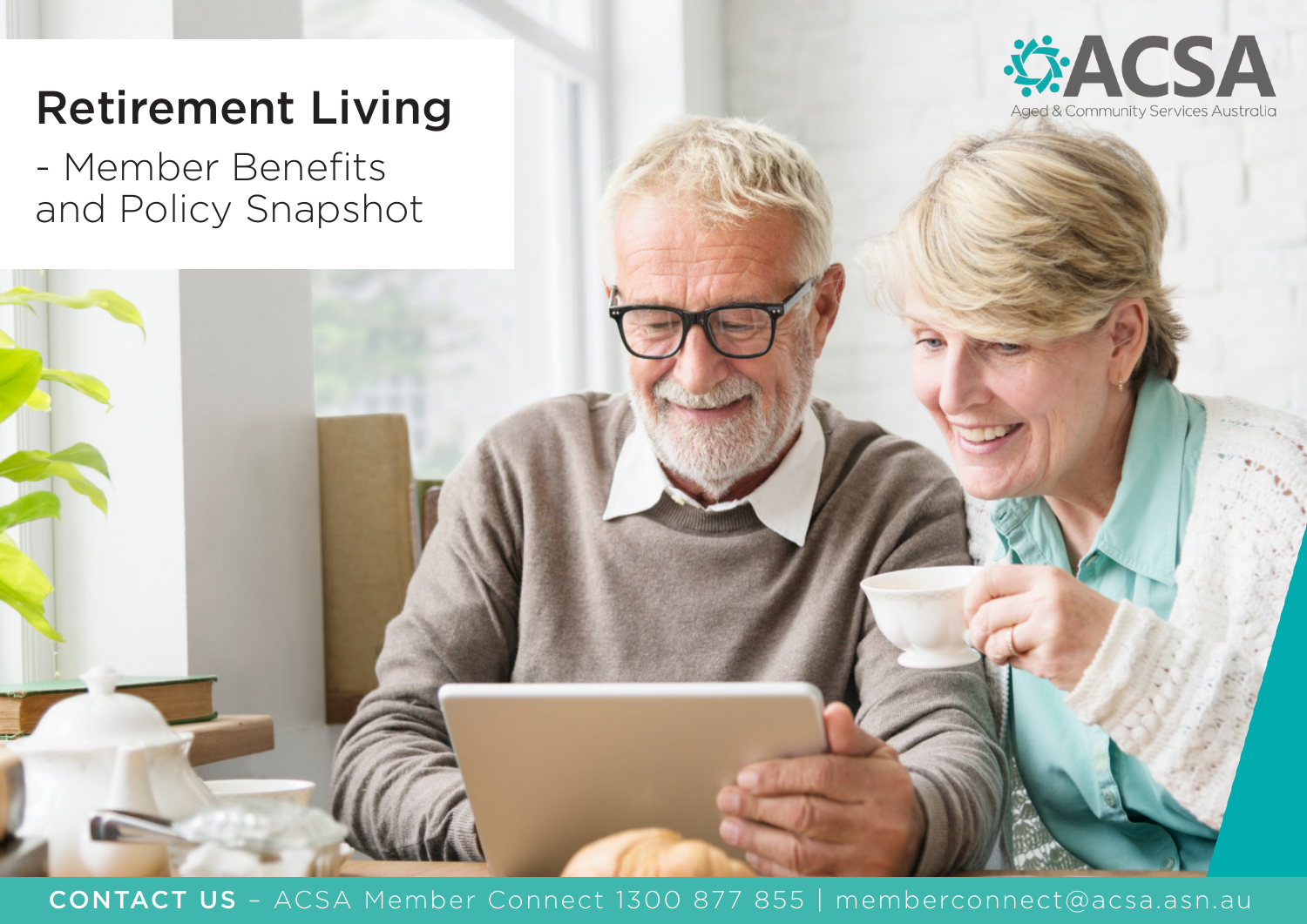# Retirement Living

## - Member Benefits and Policy Snapshot

ACSA

Aged & Community Services Australia

**CONTACT US** – ACSA Member Connect 1300 877 855 | memberconnect@acsa.asn.au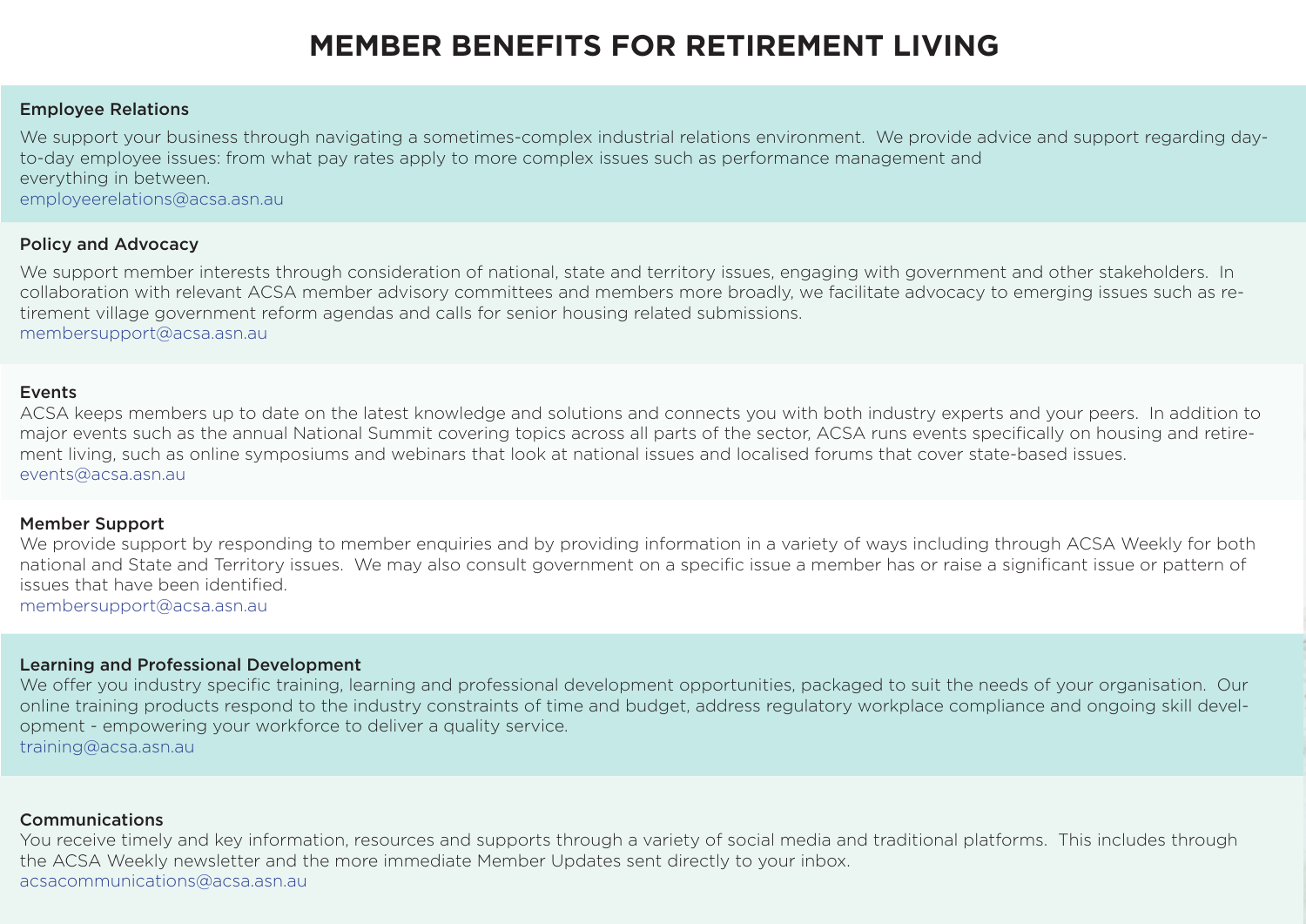# MEMBER BENEFITS FOR RETIREMENT LIVING

## Employee Relations

We support your business through navigating a sometimes-complex industrial relations environment. We provide advice and support regarding day-to-day employee issues: from what pay rates apply to more complex issues such as performance management and everything in between.

employeerelations@acsa.asn.au

## Policy and Advocacy

We support member interests through consideration of national, state and territory issues, engaging with government and other stakeholders. In collaboration with relevant ACSA member advisory committees and members more broadly, we facilitate advocacy to emerging issues such as retirement village government reform agendas and calls for senior housing related submissions.

membersupport@acsa.asn.au

## Events

ACSA keeps members up to date on the latest knowledge and solutions and connects you with both industry experts and your peers. In addition to major events such as the annual National Summit covering topics across all parts of the sector, ACSA runs events specifically on housing and retirement living, such as online symposiums and webinars that look at national issues and localised forums that cover state-based issues.

events@acsa.asn.au

## Member Support

We provide support by responding to member enquiries and by providing information in a variety of ways including through ACSA Weekly for both national and State and Territory issues. We may also consult government on a specific issue a member has or raise a significant issue or pattern of issues that have been identified.

membersupport@acsa.asn.au

## Learning and Professional Development

We offer you industry specific training, learning and professional development opportunities, packaged to suit the needs of your organisation. Our online training products respond to the industry constraints of time and budget, address regulatory workplace compliance and ongoing skill development - empowering your workforce to deliver a quality service.

training@acsa.asn.au

## Communications

You receive timely and key information, resources and supports through a variety of social media and traditional platforms. This includes through the ACSA Weekly newsletter and the more immediate Member Updates sent directly to your inbox.

acsacommunications@acsa.asn.au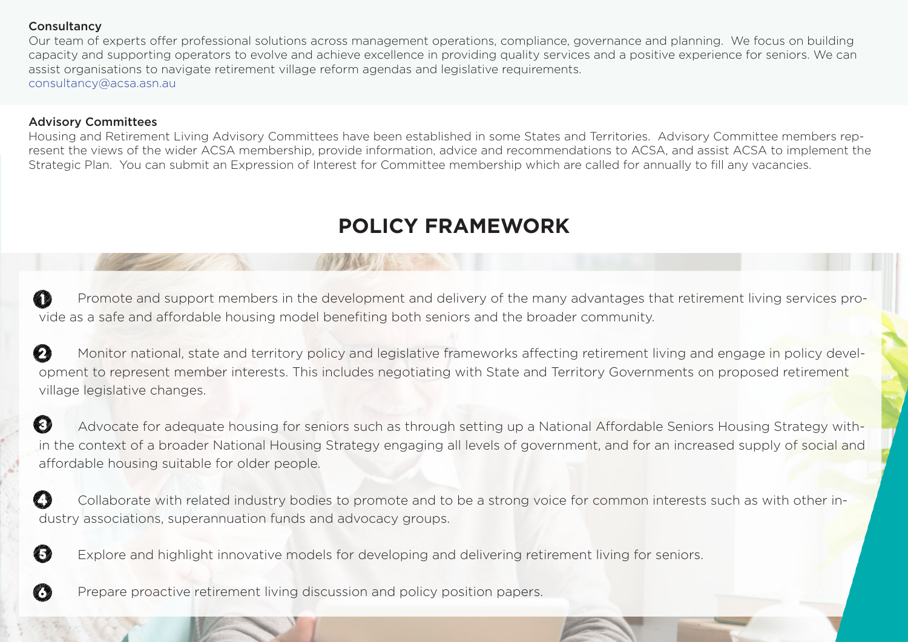**Consultancy**

Our team of experts offer professional solutions across management operations, compliance, governance and planning. We focus on building capacity and supporting operators to evolve and achieve excellence in providing quality services and a positive experience for seniors. We can assist organisations to navigate retirement village reform agendas and legislative requirements.
consultancy@acsa.asn.au

**Advisory Committees**

Housing and Retirement Living Advisory Committees have been established in some States and Territories. Advisory Committee members represent the views of the wider ACSA membership, provide information, advice and recommendations to ACSA, and assist ACSA to implement the Strategic Plan. You can submit an Expression of Interest for Committee membership which are called for annually to fill any vacancies.

# POLICY FRAMEWORK

1. Promote and support members in the development and delivery of the many advantages that retirement living services provide as a safe and affordable housing model benefiting both seniors and the broader community.

2. Monitor national, state and territory policy and legislative frameworks affecting retirement living and engage in policy development to represent member interests. This includes negotiating with State and Territory Governments on proposed retirement village legislative changes.

3. Advocate for adequate housing for seniors such as through setting up a National Affordable Seniors Housing Strategy within the context of a broader National Housing Strategy engaging all levels of government, and for an increased supply of social and affordable housing suitable for older people.

4. Collaborate with related industry bodies to promote and to be a strong voice for common interests such as with other industry associations, superannuation funds and advocacy groups.

5. Explore and highlight innovative models for developing and delivering retirement living for seniors.

6. Prepare proactive retirement living discussion and policy position papers.